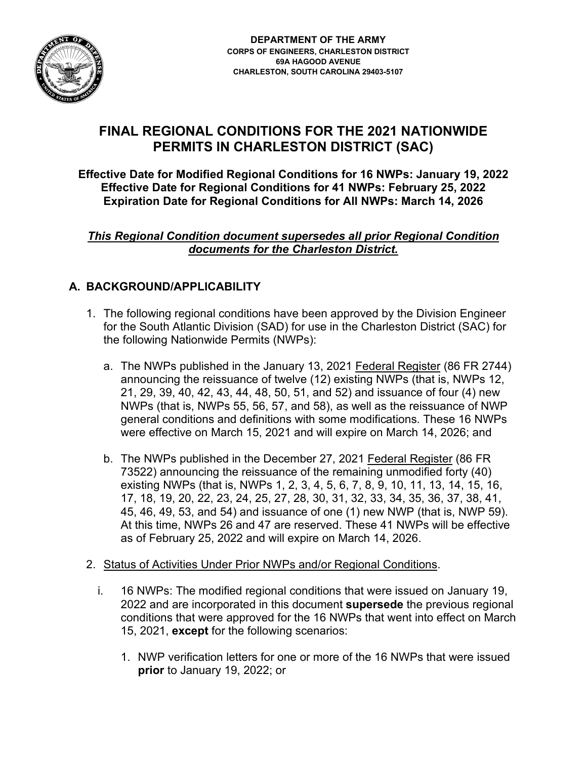**DEPARTMENT OF THE ARMY**
**CORPS OF ENGINEERS, CHARLESTON DISTRICT**
**69A HAGOOD AVENUE**
**CHARLESTON, SOUTH CAROLINA 29403-5107**

# FINAL REGIONAL CONDITIONS FOR THE 2021 NATIONWIDE PERMITS IN CHARLESTON DISTRICT (SAC)

**Effective Date for Modified Regional Conditions for 16 NWPs: January 19, 2022**
**Effective Date for Regional Conditions for 41 NWPs: February 25, 2022**
**Expiration Date for Regional Conditions for All NWPs: March 14, 2026**

***This Regional Condition document supersedes all prior Regional Condition documents for the Charleston District.***

## A. BACKGROUND/APPLICABILITY

1. The following regional conditions have been approved by the Division Engineer for the South Atlantic Division (SAD) for use in the Charleston District (SAC) for the following Nationwide Permits (NWPs):

   a. The NWPs published in the January 13, 2021 Federal Register (86 FR 2744) announcing the reissuance of twelve (12) existing NWPs (that is, NWPs 12, 21, 29, 39, 40, 42, 43, 44, 48, 50, 51, and 52) and issuance of four (4) new NWPs (that is, NWPs 55, 56, 57, and 58), as well as the reissuance of NWP general conditions and definitions with some modifications. These 16 NWPs were effective on March 15, 2021 and will expire on March 14, 2026; and

   b. The NWPs published in the December 27, 2021 Federal Register (86 FR 73522) announcing the reissuance of the remaining unmodified forty (40) existing NWPs (that is, NWPs 1, 2, 3, 4, 5, 6, 7, 8, 9, 10, 11, 13, 14, 15, 16, 17, 18, 19, 20, 22, 23, 24, 25, 27, 28, 30, 31, 32, 33, 34, 35, 36, 37, 38, 41, 45, 46, 49, 53, and 54) and issuance of one (1) new NWP (that is, NWP 59). At this time, NWPs 26 and 47 are reserved. These 41 NWPs will be effective as of February 25, 2022 and will expire on March 14, 2026.

2. Status of Activities Under Prior NWPs and/or Regional Conditions.

   i. 16 NWPs: The modified regional conditions that were issued on January 19, 2022 and are incorporated in this document **supersede** the previous regional conditions that were approved for the 16 NWPs that went into effect on March 15, 2021, **except** for the following scenarios:

      1. NWP verification letters for one or more of the 16 NWPs that were issued **prior** to January 19, 2022; or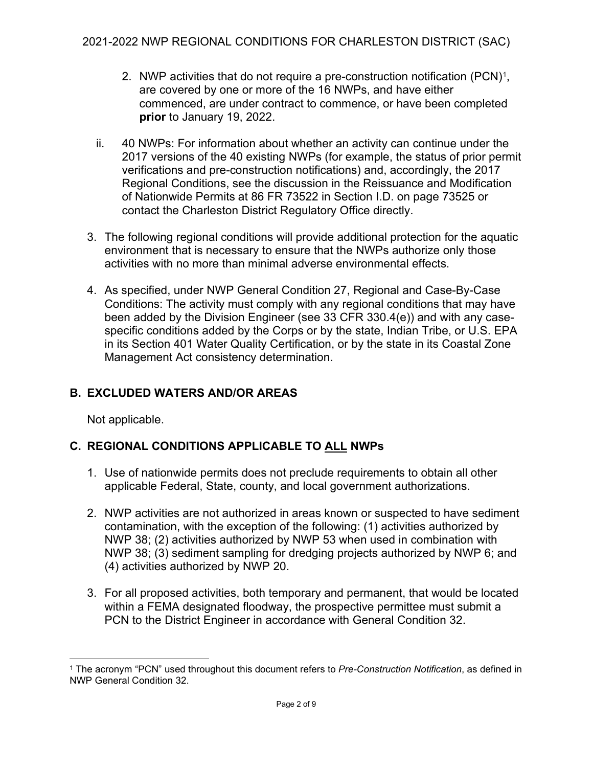2. NWP activities that do not require a pre-construction notification (PCN)[1], are covered by one or more of the 16 NWPs, and have either commenced, are under contract to commence, or have been completed **prior** to January 19, 2022.

ii. 40 NWPs: For information about whether an activity can continue under the 2017 versions of the 40 existing NWPs (for example, the status of prior permit verifications and pre-construction notifications) and, accordingly, the 2017 Regional Conditions, see the discussion in the Reissuance and Modification of Nationwide Permits at 86 FR 73522 in Section I.D. on page 73525 or contact the Charleston District Regulatory Office directly.

3. The following regional conditions will provide additional protection for the aquatic environment that is necessary to ensure that the NWPs authorize only those activities with no more than minimal adverse environmental effects.

4. As specified, under NWP General Condition 27, Regional and Case-By-Case Conditions: The activity must comply with any regional conditions that may have been added by the Division Engineer (see 33 CFR 330.4(e)) and with any case-specific conditions added by the Corps or by the state, Indian Tribe, or U.S. EPA in its Section 401 Water Quality Certification, or by the state in its Coastal Zone Management Act consistency determination.

## B. EXCLUDED WATERS AND/OR AREAS

Not applicable.

## C. REGIONAL CONDITIONS APPLICABLE TO ALL NWPs

1. Use of nationwide permits does not preclude requirements to obtain all other applicable Federal, State, county, and local government authorizations.

2. NWP activities are not authorized in areas known or suspected to have sediment contamination, with the exception of the following: (1) activities authorized by NWP 38; (2) activities authorized by NWP 53 when used in combination with NWP 38; (3) sediment sampling for dredging projects authorized by NWP 6; and (4) activities authorized by NWP 20.

3. For all proposed activities, both temporary and permanent, that would be located within a FEMA designated floodway, the prospective permittee must submit a PCN to the District Engineer in accordance with General Condition 32.

---

[1] The acronym "PCN" used throughout this document refers to *Pre-Construction Notification*, as defined in NWP General Condition 32.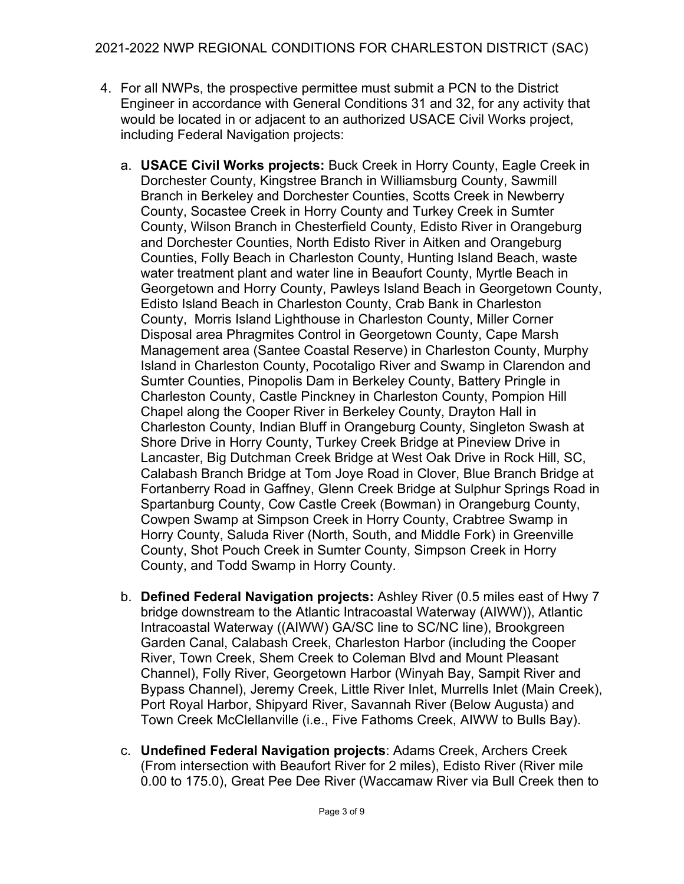4. For all NWPs, the prospective permittee must submit a PCN to the District Engineer in accordance with General Conditions 31 and 32, for any activity that would be located in or adjacent to an authorized USACE Civil Works project, including Federal Navigation projects:

   a. **USACE Civil Works projects:** Buck Creek in Horry County, Eagle Creek in Dorchester County, Kingstree Branch in Williamsburg County, Sawmill Branch in Berkeley and Dorchester Counties, Scotts Creek in Newberry County, Socastee Creek in Horry County and Turkey Creek in Sumter County, Wilson Branch in Chesterfield County, Edisto River in Orangeburg and Dorchester Counties, North Edisto River in Aitken and Orangeburg Counties, Folly Beach in Charleston County, Hunting Island Beach, waste water treatment plant and water line in Beaufort County, Myrtle Beach in Georgetown and Horry County, Pawleys Island Beach in Georgetown County, Edisto Island Beach in Charleston County, Crab Bank in Charleston County, Morris Island Lighthouse in Charleston County, Miller Corner Disposal area Phragmites Control in Georgetown County, Cape Marsh Management area (Santee Coastal Reserve) in Charleston County, Murphy Island in Charleston County, Pocotaligo River and Swamp in Clarendon and Sumter Counties, Pinopolis Dam in Berkeley County, Battery Pringle in Charleston County, Castle Pinckney in Charleston County, Pompion Hill Chapel along the Cooper River in Berkeley County, Drayton Hall in Charleston County, Indian Bluff in Orangeburg County, Singleton Swash at Shore Drive in Horry County, Turkey Creek Bridge at Pineview Drive in Lancaster, Big Dutchman Creek Bridge at West Oak Drive in Rock Hill, SC, Calabash Branch Bridge at Tom Joye Road in Clover, Blue Branch Bridge at Fortanberry Road in Gaffney, Glenn Creek Bridge at Sulphur Springs Road in Spartanburg County, Cow Castle Creek (Bowman) in Orangeburg County, Cowpen Swamp at Simpson Creek in Horry County, Crabtree Swamp in Horry County, Saluda River (North, South, and Middle Fork) in Greenville County, Shot Pouch Creek in Sumter County, Simpson Creek in Horry County, and Todd Swamp in Horry County.

   b. **Defined Federal Navigation projects:** Ashley River (0.5 miles east of Hwy 7 bridge downstream to the Atlantic Intracoastal Waterway (AIWW)), Atlantic Intracoastal Waterway ((AIWW) GA/SC line to SC/NC line), Brookgreen Garden Canal, Calabash Creek, Charleston Harbor (including the Cooper River, Town Creek, Shem Creek to Coleman Blvd and Mount Pleasant Channel), Folly River, Georgetown Harbor (Winyah Bay, Sampit River and Bypass Channel), Jeremy Creek, Little River Inlet, Murrells Inlet (Main Creek), Port Royal Harbor, Shipyard River, Savannah River (Below Augusta) and Town Creek McClellanville (i.e., Five Fathoms Creek, AIWW to Bulls Bay).

   c. **Undefined Federal Navigation projects**: Adams Creek, Archers Creek (From intersection with Beaufort River for 2 miles), Edisto River (River mile 0.00 to 175.0), Great Pee Dee River (Waccamaw River via Bull Creek then to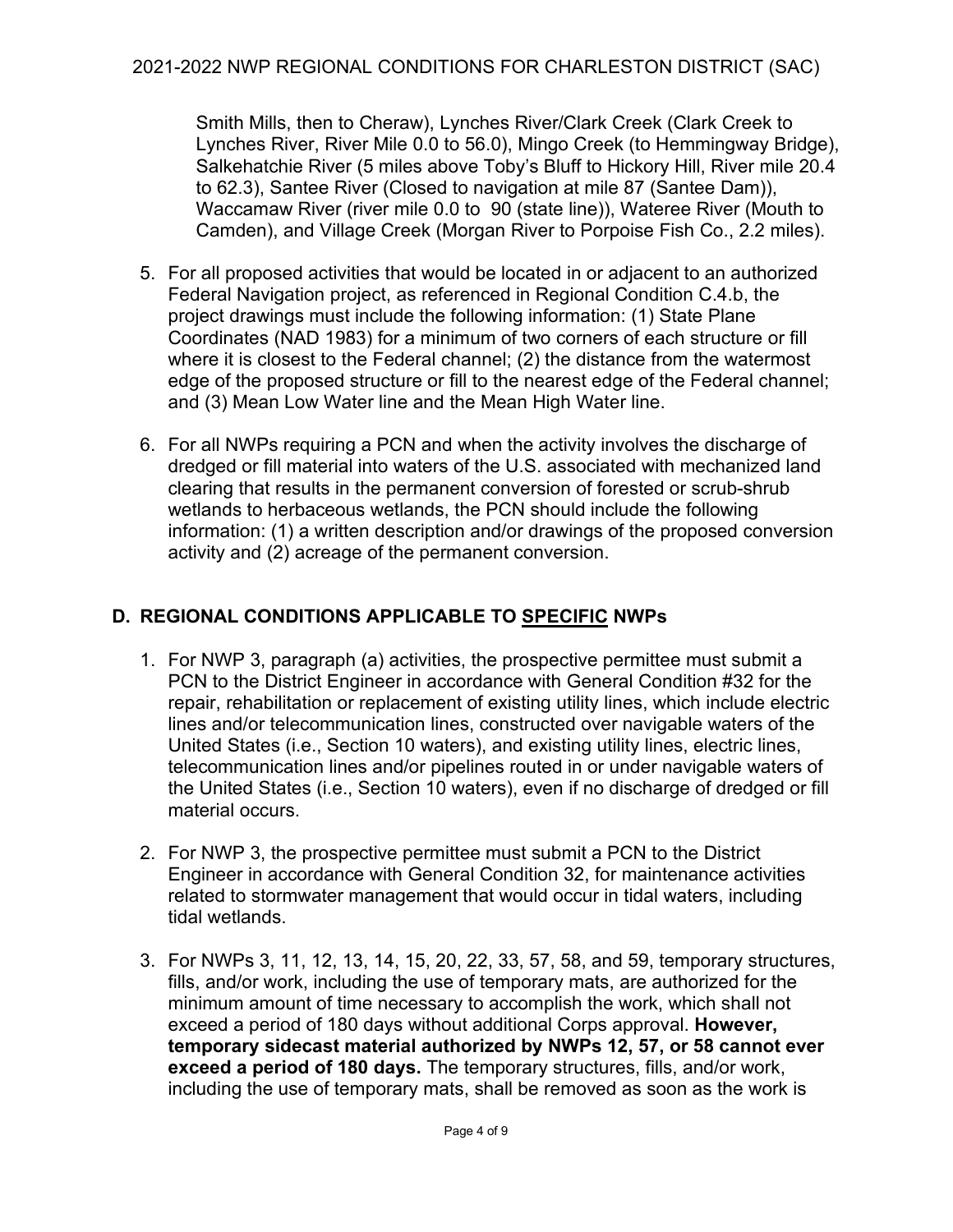Smith Mills, then to Cheraw), Lynches River/Clark Creek (Clark Creek to Lynches River, River Mile 0.0 to 56.0), Mingo Creek (to Hemmingway Bridge), Salkehatchie River (5 miles above Toby's Bluff to Hickory Hill, River mile 20.4 to 62.3), Santee River (Closed to navigation at mile 87 (Santee Dam)), Waccamaw River (river mile 0.0 to 90 (state line)), Wateree River (Mouth to Camden), and Village Creek (Morgan River to Porpoise Fish Co., 2.2 miles).

5. For all proposed activities that would be located in or adjacent to an authorized Federal Navigation project, as referenced in Regional Condition C.4.b, the project drawings must include the following information: (1) State Plane Coordinates (NAD 1983) for a minimum of two corners of each structure or fill where it is closest to the Federal channel; (2) the distance from the watermost edge of the proposed structure or fill to the nearest edge of the Federal channel; and (3) Mean Low Water line and the Mean High Water line.

6. For all NWPs requiring a PCN and when the activity involves the discharge of dredged or fill material into waters of the U.S. associated with mechanized land clearing that results in the permanent conversion of forested or scrub-shrub wetlands to herbaceous wetlands, the PCN should include the following information: (1) a written description and/or drawings of the proposed conversion activity and (2) acreage of the permanent conversion.

## D. REGIONAL CONDITIONS APPLICABLE TO SPECIFIC NWPs

1. For NWP 3, paragraph (a) activities, the prospective permittee must submit a PCN to the District Engineer in accordance with General Condition #32 for the repair, rehabilitation or replacement of existing utility lines, which include electric lines and/or telecommunication lines, constructed over navigable waters of the United States (i.e., Section 10 waters), and existing utility lines, electric lines, telecommunication lines and/or pipelines routed in or under navigable waters of the United States (i.e., Section 10 waters), even if no discharge of dredged or fill material occurs.

2. For NWP 3, the prospective permittee must submit a PCN to the District Engineer in accordance with General Condition 32, for maintenance activities related to stormwater management that would occur in tidal waters, including tidal wetlands.

3. For NWPs 3, 11, 12, 13, 14, 15, 20, 22, 33, 57, 58, and 59, temporary structures, fills, and/or work, including the use of temporary mats, are authorized for the minimum amount of time necessary to accomplish the work, which shall not exceed a period of 180 days without additional Corps approval. **However, temporary sidecast material authorized by NWPs 12, 57, or 58 cannot ever exceed a period of 180 days.** The temporary structures, fills, and/or work, including the use of temporary mats, shall be removed as soon as the work is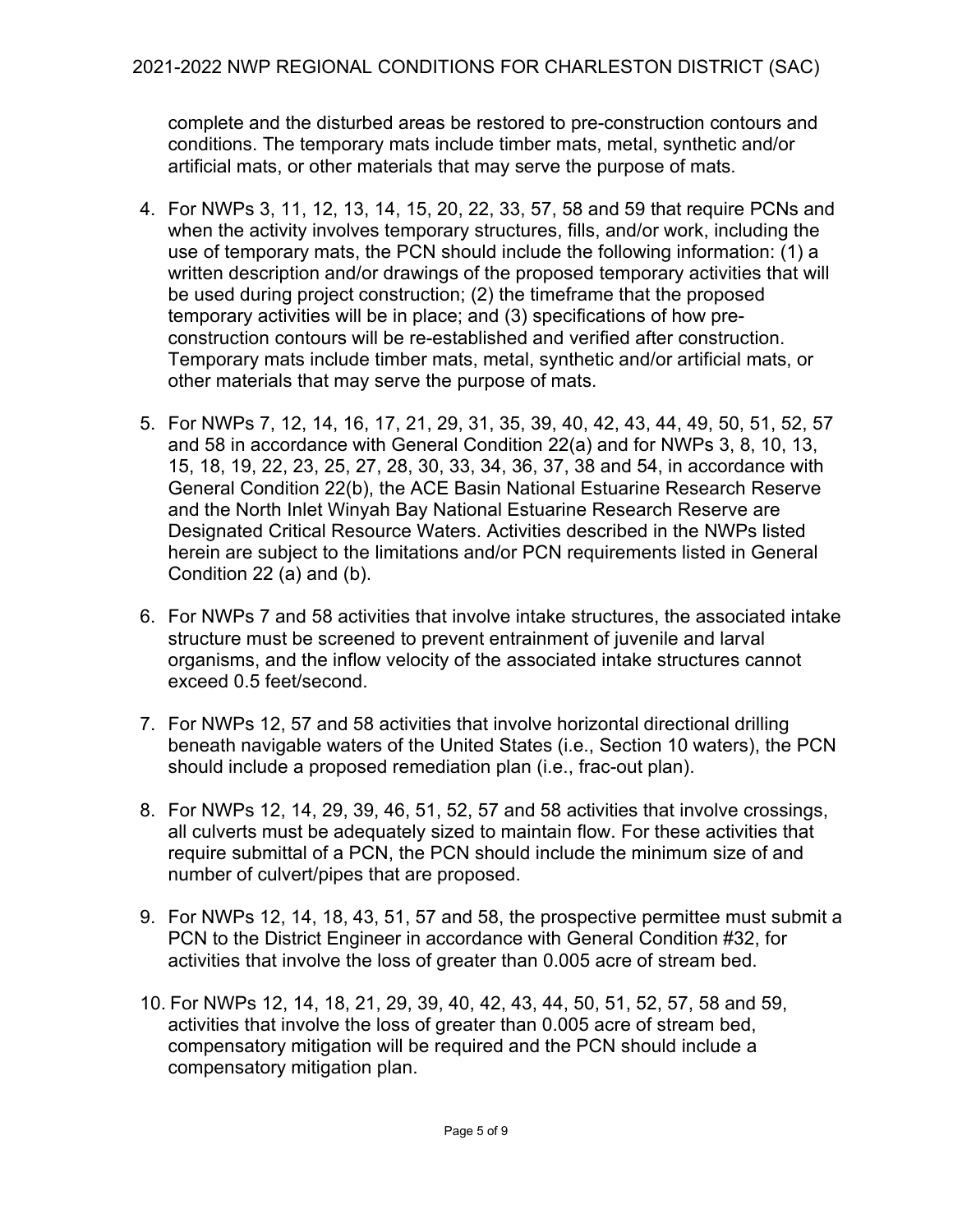complete and the disturbed areas be restored to pre-construction contours and conditions. The temporary mats include timber mats, metal, synthetic and/or artificial mats, or other materials that may serve the purpose of mats.

4. For NWPs 3, 11, 12, 13, 14, 15, 20, 22, 33, 57, 58 and 59 that require PCNs and when the activity involves temporary structures, fills, and/or work, including the use of temporary mats, the PCN should include the following information: (1) a written description and/or drawings of the proposed temporary activities that will be used during project construction; (2) the timeframe that the proposed temporary activities will be in place; and (3) specifications of how pre-construction contours will be re-established and verified after construction. Temporary mats include timber mats, metal, synthetic and/or artificial mats, or other materials that may serve the purpose of mats.

5. For NWPs 7, 12, 14, 16, 17, 21, 29, 31, 35, 39, 40, 42, 43, 44, 49, 50, 51, 52, 57 and 58 in accordance with General Condition 22(a) and for NWPs 3, 8, 10, 13, 15, 18, 19, 22, 23, 25, 27, 28, 30, 33, 34, 36, 37, 38 and 54, in accordance with General Condition 22(b), the ACE Basin National Estuarine Research Reserve and the North Inlet Winyah Bay National Estuarine Research Reserve are Designated Critical Resource Waters. Activities described in the NWPs listed herein are subject to the limitations and/or PCN requirements listed in General Condition 22 (a) and (b).

6. For NWPs 7 and 58 activities that involve intake structures, the associated intake structure must be screened to prevent entrainment of juvenile and larval organisms, and the inflow velocity of the associated intake structures cannot exceed 0.5 feet/second.

7. For NWPs 12, 57 and 58 activities that involve horizontal directional drilling beneath navigable waters of the United States (i.e., Section 10 waters), the PCN should include a proposed remediation plan (i.e., frac-out plan).

8. For NWPs 12, 14, 29, 39, 46, 51, 52, 57 and 58 activities that involve crossings, all culverts must be adequately sized to maintain flow. For these activities that require submittal of a PCN, the PCN should include the minimum size of and number of culvert/pipes that are proposed.

9. For NWPs 12, 14, 18, 43, 51, 57 and 58, the prospective permittee must submit a PCN to the District Engineer in accordance with General Condition #32, for activities that involve the loss of greater than 0.005 acre of stream bed.

10. For NWPs 12, 14, 18, 21, 29, 39, 40, 42, 43, 44, 50, 51, 52, 57, 58 and 59, activities that involve the loss of greater than 0.005 acre of stream bed, compensatory mitigation will be required and the PCN should include a compensatory mitigation plan.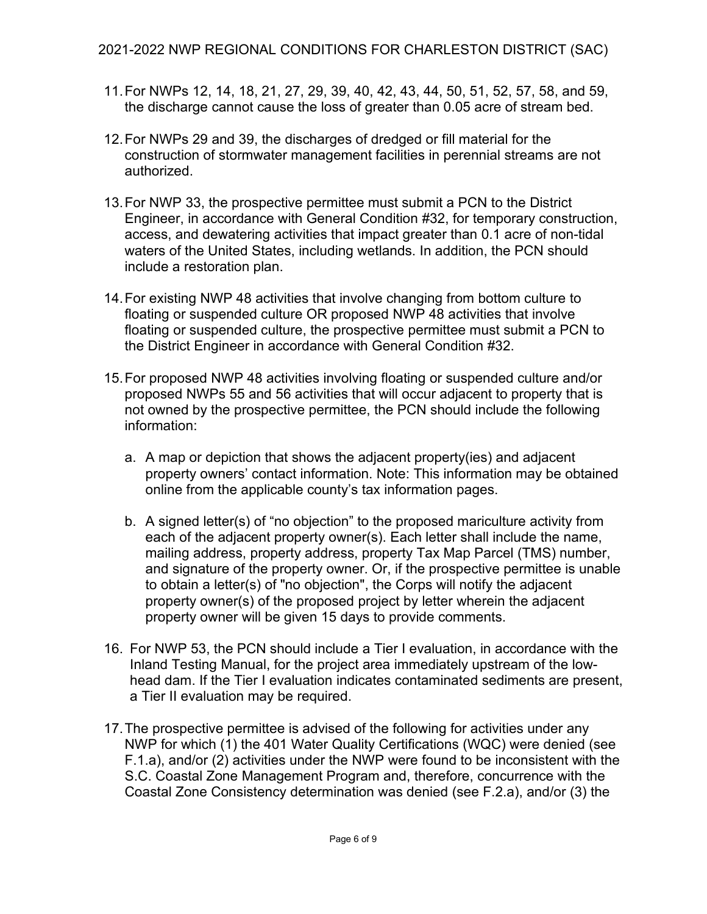11. For NWPs 12, 14, 18, 21, 27, 29, 39, 40, 42, 43, 44, 50, 51, 52, 57, 58, and 59, the discharge cannot cause the loss of greater than 0.05 acre of stream bed.

12. For NWPs 29 and 39, the discharges of dredged or fill material for the construction of stormwater management facilities in perennial streams are not authorized.

13. For NWP 33, the prospective permittee must submit a PCN to the District Engineer, in accordance with General Condition #32, for temporary construction, access, and dewatering activities that impact greater than 0.1 acre of non-tidal waters of the United States, including wetlands. In addition, the PCN should include a restoration plan.

14. For existing NWP 48 activities that involve changing from bottom culture to floating or suspended culture OR proposed NWP 48 activities that involve floating or suspended culture, the prospective permittee must submit a PCN to the District Engineer in accordance with General Condition #32.

15. For proposed NWP 48 activities involving floating or suspended culture and/or proposed NWPs 55 and 56 activities that will occur adjacent to property that is not owned by the prospective permittee, the PCN should include the following information:

    a. A map or depiction that shows the adjacent property(ies) and adjacent property owners' contact information. Note: This information may be obtained online from the applicable county's tax information pages.

    b. A signed letter(s) of "no objection" to the proposed mariculture activity from each of the adjacent property owner(s). Each letter shall include the name, mailing address, property address, property Tax Map Parcel (TMS) number, and signature of the property owner. Or, if the prospective permittee is unable to obtain a letter(s) of "no objection", the Corps will notify the adjacent property owner(s) of the proposed project by letter wherein the adjacent property owner will be given 15 days to provide comments.

16. For NWP 53, the PCN should include a Tier I evaluation, in accordance with the Inland Testing Manual, for the project area immediately upstream of the low-head dam. If the Tier I evaluation indicates contaminated sediments are present, a Tier II evaluation may be required.

17. The prospective permittee is advised of the following for activities under any NWP for which (1) the 401 Water Quality Certifications (WQC) were denied (see F.1.a), and/or (2) activities under the NWP were found to be inconsistent with the S.C. Coastal Zone Management Program and, therefore, concurrence with the Coastal Zone Consistency determination was denied (see F.2.a), and/or (3) the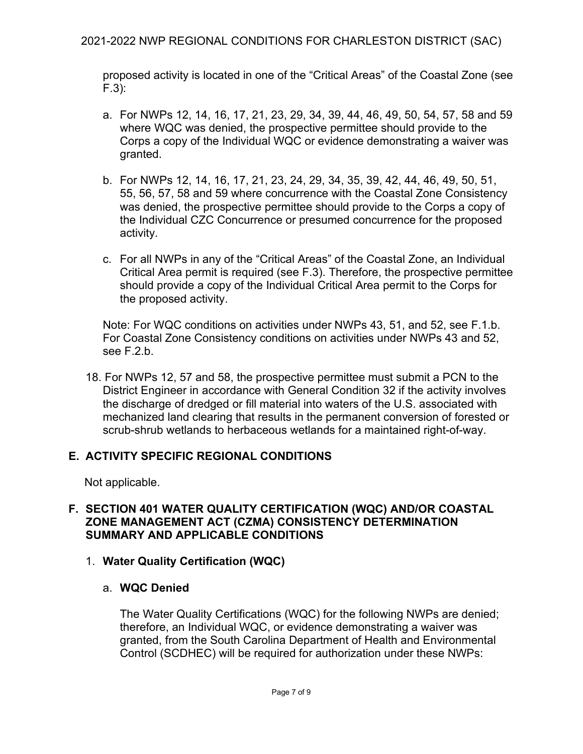proposed activity is located in one of the "Critical Areas" of the Coastal Zone (see F.3):

a. For NWPs 12, 14, 16, 17, 21, 23, 29, 34, 39, 44, 46, 49, 50, 54, 57, 58 and 59 where WQC was denied, the prospective permittee should provide to the Corps a copy of the Individual WQC or evidence demonstrating a waiver was granted.

b. For NWPs 12, 14, 16, 17, 21, 23, 24, 29, 34, 35, 39, 42, 44, 46, 49, 50, 51, 55, 56, 57, 58 and 59 where concurrence with the Coastal Zone Consistency was denied, the prospective permittee should provide to the Corps a copy of the Individual CZC Concurrence or presumed concurrence for the proposed activity.

c. For all NWPs in any of the "Critical Areas" of the Coastal Zone, an Individual Critical Area permit is required (see F.3). Therefore, the prospective permittee should provide a copy of the Individual Critical Area permit to the Corps for the proposed activity.

Note: For WQC conditions on activities under NWPs 43, 51, and 52, see F.1.b. For Coastal Zone Consistency conditions on activities under NWPs 43 and 52, see F.2.b.

18. For NWPs 12, 57 and 58, the prospective permittee must submit a PCN to the District Engineer in accordance with General Condition 32 if the activity involves the discharge of dredged or fill material into waters of the U.S. associated with mechanized land clearing that results in the permanent conversion of forested or scrub-shrub wetlands to herbaceous wetlands for a maintained right-of-way.

## E. ACTIVITY SPECIFIC REGIONAL CONDITIONS

Not applicable.

## F. SECTION 401 WATER QUALITY CERTIFICATION (WQC) AND/OR COASTAL ZONE MANAGEMENT ACT (CZMA) CONSISTENCY DETERMINATION SUMMARY AND APPLICABLE CONDITIONS

### 1. Water Quality Certification (WQC)

#### a. WQC Denied

The Water Quality Certifications (WQC) for the following NWPs are denied; therefore, an Individual WQC, or evidence demonstrating a waiver was granted, from the South Carolina Department of Health and Environmental Control (SCDHEC) will be required for authorization under these NWPs: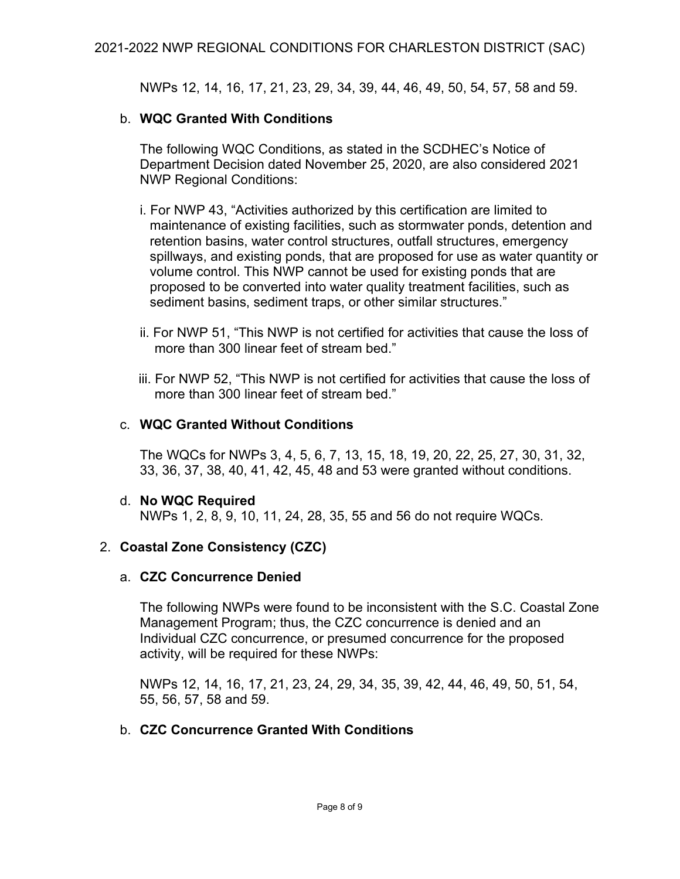NWPs 12, 14, 16, 17, 21, 23, 29, 34, 39, 44, 46, 49, 50, 54, 57, 58 and 59.

b. **WQC Granted With Conditions**

The following WQC Conditions, as stated in the SCDHEC's Notice of Department Decision dated November 25, 2020, are also considered 2021 NWP Regional Conditions:

i. For NWP 43, "Activities authorized by this certification are limited to maintenance of existing facilities, such as stormwater ponds, detention and retention basins, water control structures, outfall structures, emergency spillways, and existing ponds, that are proposed for use as water quantity or volume control. This NWP cannot be used for existing ponds that are proposed to be converted into water quality treatment facilities, such as sediment basins, sediment traps, or other similar structures."

ii. For NWP 51, "This NWP is not certified for activities that cause the loss of more than 300 linear feet of stream bed."

iii. For NWP 52, "This NWP is not certified for activities that cause the loss of more than 300 linear feet of stream bed."

c. **WQC Granted Without Conditions**

The WQCs for NWPs 3, 4, 5, 6, 7, 13, 15, 18, 19, 20, 22, 25, 27, 30, 31, 32, 33, 36, 37, 38, 40, 41, 42, 45, 48 and 53 were granted without conditions.

d. **No WQC Required**
NWPs 1, 2, 8, 9, 10, 11, 24, 28, 35, 55 and 56 do not require WQCs.

2. **Coastal Zone Consistency (CZC)**

a. **CZC Concurrence Denied**

The following NWPs were found to be inconsistent with the S.C. Coastal Zone Management Program; thus, the CZC concurrence is denied and an Individual CZC concurrence, or presumed concurrence for the proposed activity, will be required for these NWPs:

NWPs 12, 14, 16, 17, 21, 23, 24, 29, 34, 35, 39, 42, 44, 46, 49, 50, 51, 54, 55, 56, 57, 58 and 59.

b. **CZC Concurrence Granted With Conditions**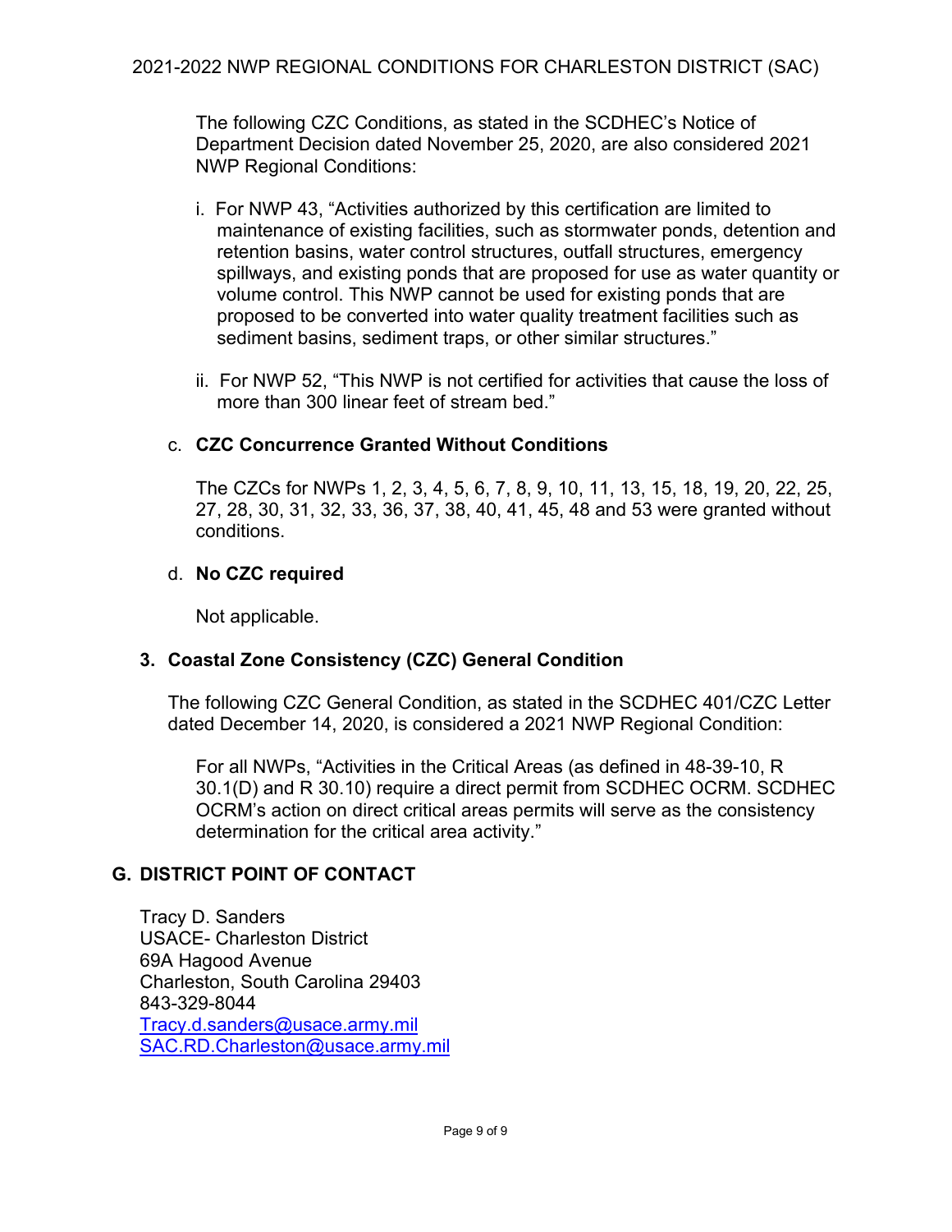The following CZC Conditions, as stated in the SCDHEC's Notice of Department Decision dated November 25, 2020, are also considered 2021 NWP Regional Conditions:

i. For NWP 43, "Activities authorized by this certification are limited to maintenance of existing facilities, such as stormwater ponds, detention and retention basins, water control structures, outfall structures, emergency spillways, and existing ponds that are proposed for use as water quantity or volume control. This NWP cannot be used for existing ponds that are proposed to be converted into water quality treatment facilities such as sediment basins, sediment traps, or other similar structures."

ii. For NWP 52, "This NWP is not certified for activities that cause the loss of more than 300 linear feet of stream bed."

c. **CZC Concurrence Granted Without Conditions**

The CZCs for NWPs 1, 2, 3, 4, 5, 6, 7, 8, 9, 10, 11, 13, 15, 18, 19, 20, 22, 25, 27, 28, 30, 31, 32, 33, 36, 37, 38, 40, 41, 45, 48 and 53 were granted without conditions.

d. **No CZC required**

Not applicable.

**3. Coastal Zone Consistency (CZC) General Condition**

The following CZC General Condition, as stated in the SCDHEC 401/CZC Letter dated December 14, 2020, is considered a 2021 NWP Regional Condition:

For all NWPs, "Activities in the Critical Areas (as defined in 48-39-10, R 30.1(D) and R 30.10) require a direct permit from SCDHEC OCRM. SCDHEC OCRM's action on direct critical areas permits will serve as the consistency determination for the critical area activity."

## G. DISTRICT POINT OF CONTACT

Tracy D. Sanders
USACE- Charleston District
69A Hagood Avenue
Charleston, South Carolina 29403
843-329-8044
Tracy.d.sanders@usace.army.mil
SAC.RD.Charleston@usace.army.mil